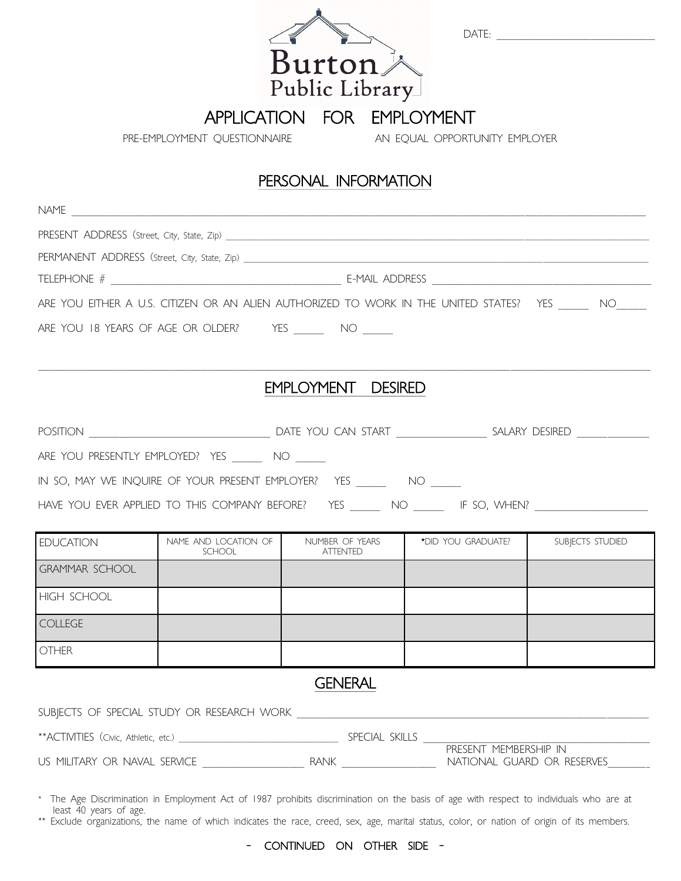DATE: ____________________

Burton Public Library

# APPLICATION FOR EMPLOYMENT

PRE-EMPLOYMENT QUESTIONNAIRE

AN EQUAL OPPORTUNITY EMPLOYER

## PERSONAL INFORMATION

NAME ____________________________________________

PRESENT ADDRESS (Street, City, State, Zip) ____________________________________________

PERMANENT ADDRESS (Street, City, State, Zip) ____________________________________________

TELEPHONE # ____________________ E-MAIL ADDRESS ____________________

ARE YOU EITHER A U.S. CITIZEN OR AN ALIEN AUTHORIZED TO WORK IN THE UNITED STATES? YES _____ NO_____

ARE YOU 18 YEARS OF AGE OR OLDER? YES _____ NO _____

---

## EMPLOYMENT DESIRED

POSITION ____________________ DATE YOU CAN START ______________ SALARY DESIRED ____________

ARE YOU PRESENTLY EMPLOYED? YES _____ NO _____

IN SO, MAY WE INQUIRE OF YOUR PRESENT EMPLOYER? YES _____ NO _____

HAVE YOU EVER APPLIED TO THIS COMPANY BEFORE? YES _____ NO _____ IF SO, WHEN? ______________

| EDUCATION | NAME AND LOCATION OF SCHOOL | NUMBER OF YEARS ATTENTED | *DID YOU GRADUATE? | SUBJECTS STUDIED |
|---|---|---|---|---|
| GRAMMAR SCHOOL | | | | |
| HIGH SCHOOL | | | | |
| COLLEGE | | | | |
| OTHER | | | | |

## GENERAL

SUBJECTS OF SPECIAL STUDY OR RESEARCH WORK ____________________________________________

**ACTIVITIES (Civic, Athletic, etc.) ____________________ SPECIAL SKILLS ____________________

US MILITARY OR NAVAL SERVICE ______________ RANK ______________ PRESENT MEMBERSHIP IN NATIONAL GUARD OR RESERVES_______

\* The Age Discrimination in Employment Act of 1987 prohibits discrimination on the basis of age with respect to individuals who are at least 40 years of age.

\** Exclude organizations, the name of which indicates the race, creed, sex, age, marital status, color, or nation of origin of its members.

- CONTINUED ON OTHER SIDE -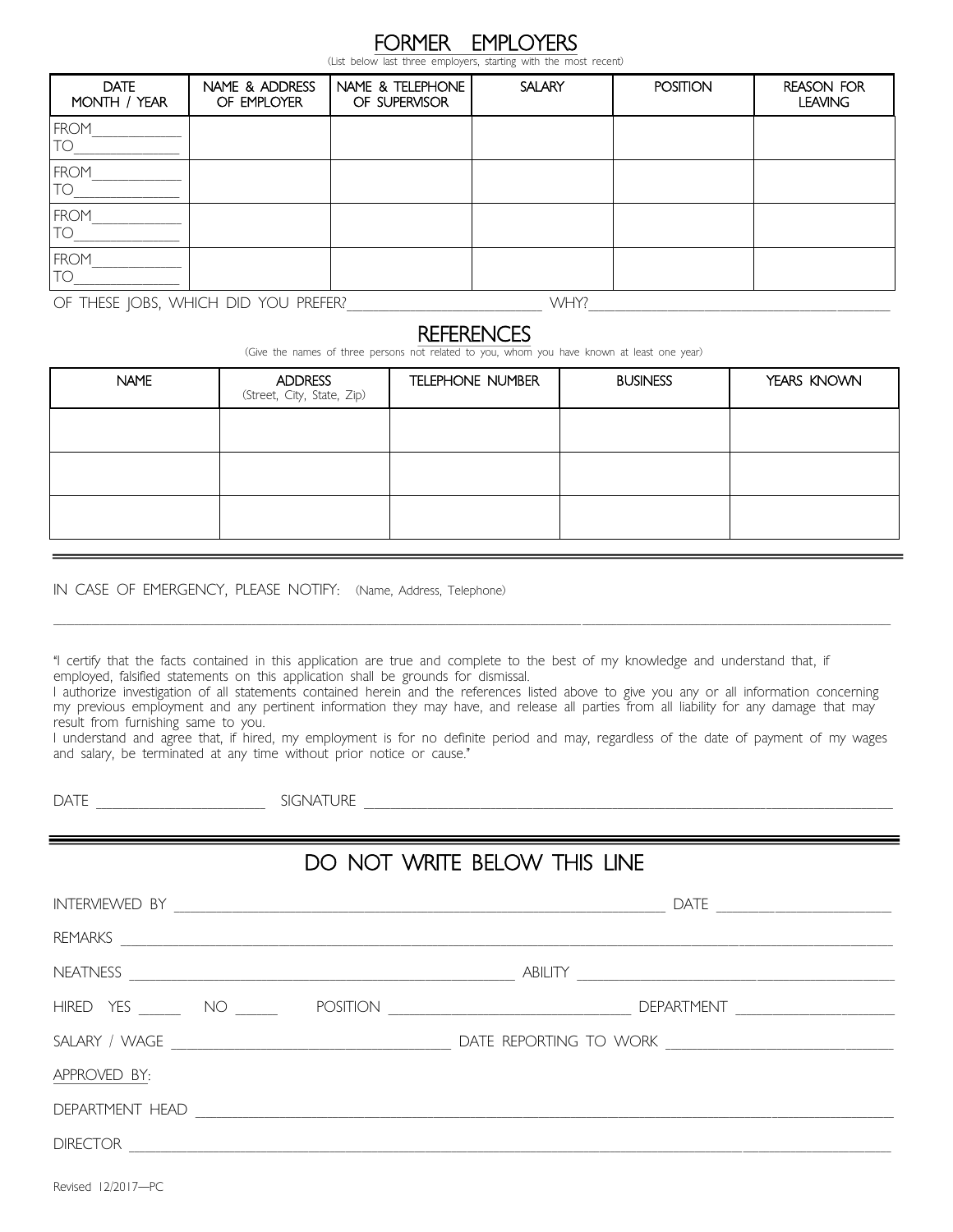## FORMER EMPLOYERS

(List below last three employers, starting with the most recent)

| DATE MONTH / YEAR | NAME & ADDRESS OF EMPLOYER | NAME & TELEPHONE OF SUPERVISOR | SALARY | POSITION | REASON FOR LEAVING |
|---|---|---|---|---|---|
| FROM\_\_\_\_\_\_\_\_\_\_ TO\_\_\_\_\_\_\_\_\_\_ | | | | | |
| FROM\_\_\_\_\_\_\_\_\_\_ TO\_\_\_\_\_\_\_\_\_\_ | | | | | |
| FROM\_\_\_\_\_\_\_\_\_\_ TO\_\_\_\_\_\_\_\_\_\_ | | | | | |
| FROM\_\_\_\_\_\_\_\_\_\_ TO\_\_\_\_\_\_\_\_\_\_ | | | | | |

OF THESE JOBS, WHICH DID YOU PREFER?\_\_\_\_\_\_\_\_\_\_\_\_\_\_\_\_\_\_\_\_ WHY?\_\_\_\_\_\_\_\_\_\_\_\_\_\_\_\_\_\_\_\_\_\_\_\_\_\_\_\_\_\_

## REFERENCES

(Give the names of three persons not related to you, whom you have known at least one year)

| NAME | ADDRESS (Street, City, State, Zip) | TELEPHONE NUMBER | BUSINESS | YEARS KNOWN |
|---|---|---|---|---|
| | | | | |
| | | | | |
| | | | | |

IN CASE OF EMERGENCY, PLEASE NOTIFY: (Name, Address, Telephone)

\_\_\_\_\_\_\_\_\_\_\_\_\_\_\_\_\_\_\_\_\_\_\_\_\_\_\_\_\_\_\_\_\_\_\_\_\_\_\_\_\_\_\_\_\_\_\_\_\_\_\_\_\_\_\_\_\_\_\_\_\_\_

"I certify that the facts contained in this application are true and complete to the best of my knowledge and understand that, if employed, falsified statements on this application shall be grounds for dismissal.
I authorize investigation of all statements contained herein and the references listed above to give you any or all information concerning my previous employment and any pertinent information they may have, and release all parties from all liability for any damage that may result from furnishing same to you.
I understand and agree that, if hired, my employment is for no definite period and may, regardless of the date of payment of my wages and salary, be terminated at any time without prior notice or cause."

DATE \_\_\_\_\_\_\_\_\_\_\_\_\_\_\_\_\_\_\_\_ SIGNATURE \_\_\_\_\_\_\_\_\_\_\_\_\_\_\_\_\_\_\_\_\_\_\_\_\_\_\_\_\_\_\_\_\_\_\_\_\_\_\_\_

## DO NOT WRITE BELOW THIS LINE

INTERVIEWED BY \_\_\_\_\_\_\_\_\_\_\_\_\_\_\_\_\_\_\_\_\_\_\_\_\_\_\_\_\_\_\_\_\_\_\_\_\_\_ DATE \_\_\_\_\_\_\_\_\_\_\_\_\_\_\_\_\_\_\_\_

REMARKS \_\_\_\_\_\_\_\_\_\_\_\_\_\_\_\_\_\_\_\_\_\_\_\_\_\_\_\_\_\_\_\_\_\_\_\_\_\_\_\_\_\_\_\_\_\_\_\_\_\_\_\_\_\_\_\_\_\_\_\_

NEATNESS \_\_\_\_\_\_\_\_\_\_\_\_\_\_\_\_\_\_\_\_\_\_\_\_\_\_\_\_\_\_\_\_ ABILITY \_\_\_\_\_\_\_\_\_\_\_\_\_\_\_\_\_\_\_\_\_\_\_\_\_\_\_\_\_\_

HIRED YES \_\_\_\_\_ NO \_\_\_\_\_ POSITION \_\_\_\_\_\_\_\_\_\_\_\_\_\_\_\_\_\_\_\_\_\_\_\_ DEPARTMENT \_\_\_\_\_\_\_\_\_\_\_\_\_\_\_\_\_\_

SALARY / WAGE \_\_\_\_\_\_\_\_\_\_\_\_\_\_\_\_\_\_\_\_\_\_\_\_\_\_\_ DATE REPORTING TO WORK \_\_\_\_\_\_\_\_\_\_\_\_\_\_\_\_\_\_\_\_\_\_\_\_

APPROVED BY:

DEPARTMENT HEAD \_\_\_\_\_\_\_\_\_\_\_\_\_\_\_\_\_\_\_\_\_\_\_\_\_\_\_\_\_\_\_\_\_\_\_\_\_\_\_\_\_\_\_\_\_\_\_\_\_\_\_\_\_\_\_\_

DIRECTOR \_\_\_\_\_\_\_\_\_\_\_\_\_\_\_\_\_\_\_\_\_\_\_\_\_\_\_\_\_\_\_\_\_\_\_\_\_\_\_\_\_\_\_\_\_\_\_\_\_\_\_\_\_\_\_\_\_\_\_\_

Revised 12/2017—PC